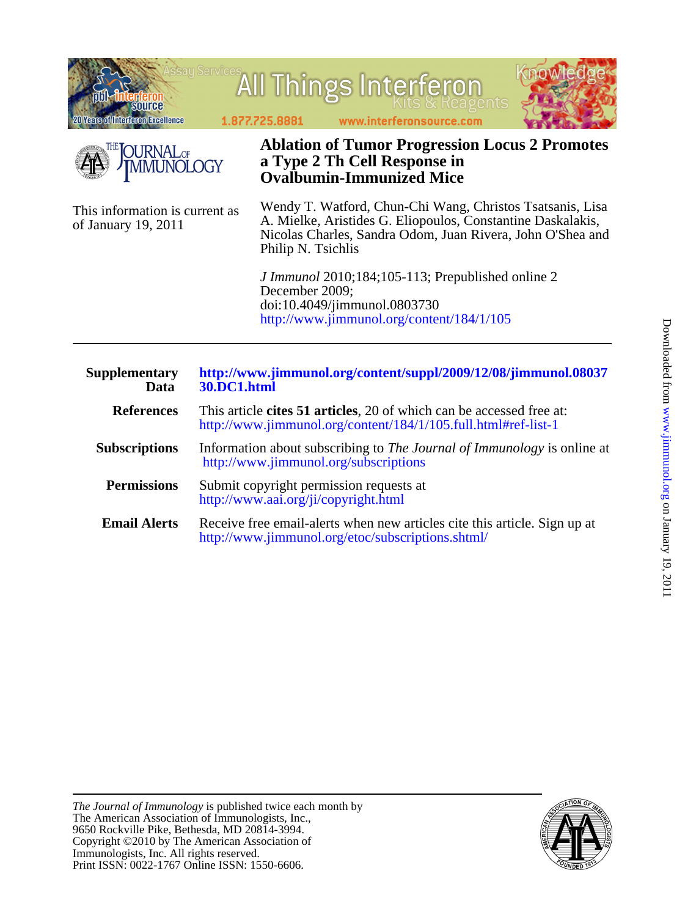# Ablation of Tumor Progression Locus 2 Promotes a Type 2 Th Cell Response in Ovalbumin-Immunized Mice

Wendy T. Watford, Chun-Chi Wang, Christos Tsatsanis, Lisa A. Mielke, Aristides G. Eliopoulos, Constantine Daskalakis, Nicolas Charles, Sandra Odom, Juan Rivera, John O'Shea and Philip N. Tsichlis

*J Immunol* 2010;184;105-113; Prepublished online 2 December 2009;
doi:10.4049/jimmunol.0803730
http://www.jimmunol.org/content/184/1/105

This information is current as of January 19, 2011

| | |
|---|---|
| **Supplementary Data** | **http://www.jimmunol.org/content/suppl/2009/12/08/jimmunol.0803730.DC1.html** |
| **References** | This article **cites 51 articles**, 20 of which can be accessed free at: http://www.jimmunol.org/content/184/1/105.full.html#ref-list-1 |
| **Subscriptions** | Information about subscribing to *The Journal of Immunology* is online at http://www.jimmunol.org/subscriptions |
| **Permissions** | Submit copyright permission requests at http://www.aai.org/ji/copyright.html |
| **Email Alerts** | Receive free email-alerts when new articles cite this article. Sign up at http://www.jimmunol.org/etoc/subscriptions.shtml/ |

*The Journal of Immunology* is published twice each month by
The American Association of Immunologists, Inc.,
9650 Rockville Pike, Bethesda, MD 20814-3994.
Copyright ©2010 by The American Association of
Immunologists, Inc. All rights reserved.
Print ISSN: 0022-1767 Online ISSN: 1550-6606.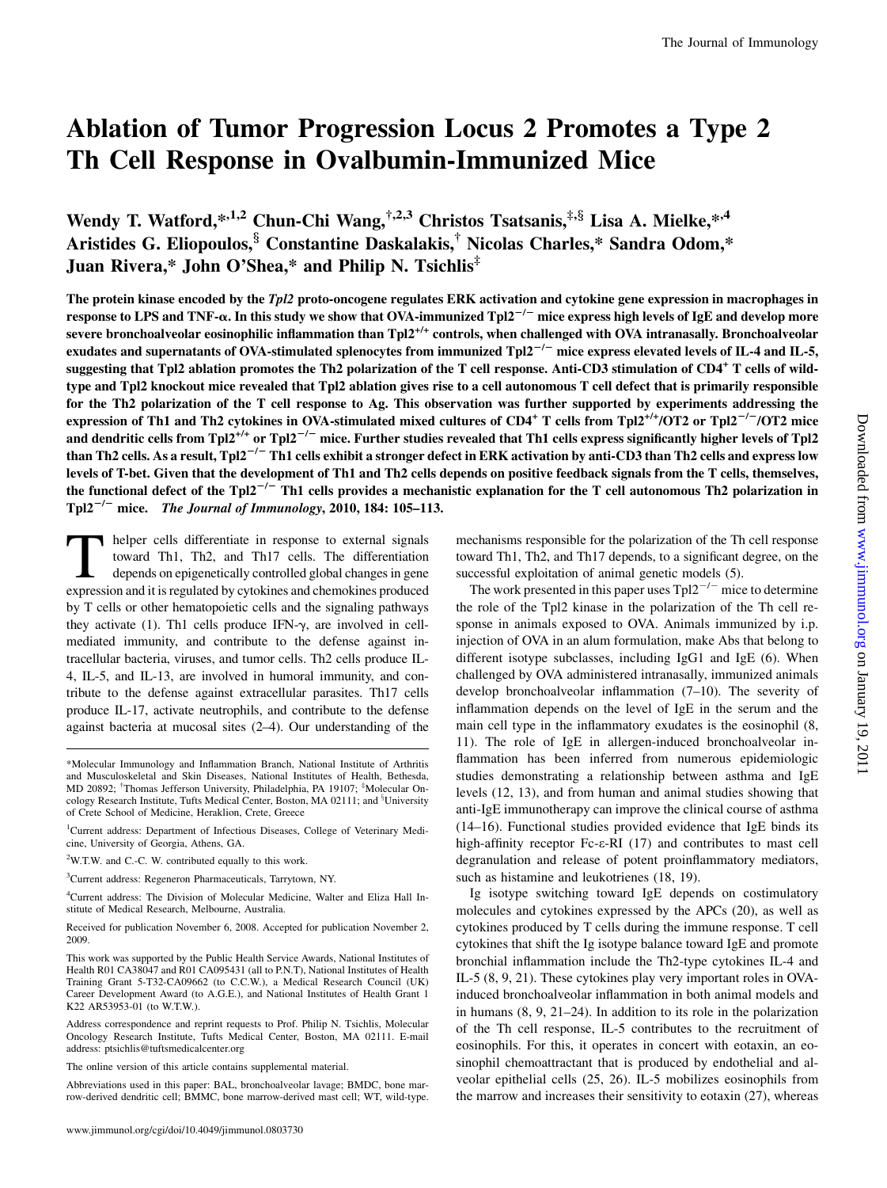# Ablation of Tumor Progression Locus 2 Promotes a Type 2 Th Cell Response in Ovalbumin-Immunized Mice

Wendy T. Watford,*[,1,2] Chun-Chi Wang,†[,2,3] Christos Tsatsanis,‡[,§] Lisa A. Mielke,*[,4] Aristides G. Eliopoulos,§ Constantine Daskalakis,† Nicolas Charles,* Sandra Odom,* Juan Rivera,* John O'Shea,* and Philip N. Tsichlis‡

**The protein kinase encoded by the *Tpl2* proto-oncogene regulates ERK activation and cytokine gene expression in macrophages in response to LPS and TNF-α. In this study we show that OVA-immunized $Tpl2^{-/-}$ mice express high levels of IgE and develop more severe bronchoalveolar eosinophilic inflammation than $Tpl2^{+/+}$ controls, when challenged with OVA intranasally. Bronchoalveolar exudates and supernatants of OVA-stimulated splenocytes from immunized $Tpl2^{-/-}$ mice express elevated levels of IL-4 and IL-5, suggesting that Tpl2 ablation promotes the Th2 polarization of the T cell response. Anti-CD3 stimulation of $CD4^+$ T cells of wild-type and Tpl2 knockout mice revealed that Tpl2 ablation gives rise to a cell autonomous T cell defect that is primarily responsible for the Th2 polarization of the T cell response to Ag. This observation was further supported by experiments addressing the expression of Th1 and Th2 cytokines in OVA-stimulated mixed cultures of $CD4^+$ T cells from $Tpl2^{+/+}$/OT2 or $Tpl2^{-/-}$/OT2 mice and dendritic cells from $Tpl2^{+/+}$ or $Tpl2^{-/-}$ mice. Further studies revealed that Th1 cells express significantly higher levels of Tpl2 than Th2 cells. As a result, $Tpl2^{-/-}$ Th1 cells exhibit a stronger defect in ERK activation by anti-CD3 than Th2 cells and express low levels of T-bet. Given that the development of Th1 and Th2 cells depends on positive feedback signals from the T cells, themselves, the functional defect of the $Tpl2^{-/-}$ Th1 cells provides a mechanistic explanation for the T cell autonomous Th2 polarization in $Tpl2^{-/-}$ mice.** *The Journal of Immunology*, **2010, 184: 105–113.**

T helper cells differentiate in response to external signals toward Th1, Th2, and Th17 cells. The differentiation depends on epigenetically controlled global changes in gene expression and it is regulated by cytokines and chemokines produced by T cells or other hematopoietic cells and the signaling pathways they activate (1). Th1 cells produce IFN-γ, are involved in cell-mediated immunity, and contribute to the defense against intracellular bacteria, viruses, and tumor cells. Th2 cells produce IL-4, IL-5, and IL-13, are involved in humoral immunity, and contribute to the defense against extracellular parasites. Th17 cells produce IL-17, activate neutrophils, and contribute to the defense against bacteria at mucosal sites (2–4). Our understanding of the mechanisms responsible for the polarization of the Th cell response toward Th1, Th2, and Th17 depends, to a significant degree, on the successful exploitation of animal genetic models (5).

The work presented in this paper uses $Tpl2^{-/-}$ mice to determine the role of the Tpl2 kinase in the polarization of the Th cell response in animals exposed to OVA. Animals immunized by i.p. injection of OVA in an alum formulation, make Abs that belong to different isotype subclasses, including IgG1 and IgE (6). When challenged by OVA administered intranasally, immunized animals develop bronchoalveolar inflammation (7–10). The severity of inflammation depends on the level of IgE in the serum and the main cell type in the inflammatory exudates is the eosinophil (8, 11). The role of IgE in allergen-induced bronchoalveolar inflammation has been inferred from numerous epidemiologic studies demonstrating a relationship between asthma and IgE levels (12, 13), and from human and animal studies showing that anti-IgE immunotherapy can improve the clinical course of asthma (14–16). Functional studies provided evidence that IgE binds its high-affinity receptor Fc-ε-RI (17) and contributes to mast cell degranulation and release of potent proinflammatory mediators, such as histamine and leukotrienes (18, 19).

Ig isotype switching toward IgE depends on costimulatory molecules and cytokines expressed by the APCs (20), as well as cytokines produced by T cells during the immune response. T cell cytokines that shift the Ig isotype balance toward IgE and promote bronchial inflammation include the Th2-type cytokines IL-4 and IL-5 (8, 9, 21). These cytokines play very important roles in OVA-induced bronchoalveolar inflammation in both animal models and in humans (8, 9, 21–24). In addition to its role in the polarization of the Th cell response, IL-5 contributes to the recruitment of eosinophils. For this, it operates in concert with eotaxin, an eosinophil chemoattractant that is produced by endothelial and alveolar epithelial cells (25, 26). IL-5 mobilizes eosinophils from the marrow and increases their sensitivity to eotaxin (27), whereas

---

*Molecular Immunology and Inflammation Branch, National Institute of Arthritis and Musculoskeletal and Skin Diseases, National Institutes of Health, Bethesda, MD 20892; †Thomas Jefferson University, Philadelphia, PA 19107; ‡Molecular Oncology Research Institute, Tufts Medical Center, Boston, MA 02111; and §University of Crete School of Medicine, Heraklion, Crete, Greece

[1]Current address: Department of Infectious Diseases, College of Veterinary Medicine, University of Georgia, Athens, GA.

[2]W.T.W. and C.-C. W. contributed equally to this work.

[3]Current address: Regeneron Pharmaceuticals, Tarrytown, NY.

[4]Current address: The Division of Molecular Medicine, Walter and Eliza Hall Institute of Medical Research, Melbourne, Australia.

Received for publication November 6, 2008. Accepted for publication November 2, 2009.

This work was supported by the Public Health Service Awards, National Institutes of Health R01 CA38047 and R01 CA095431 (all to P.N.T.), National Institutes of Health Training Grant 5-T32-CA09662 (to C.C.W.), a Medical Research Council (UK) Career Development Award (to A.G.E.), and National Institutes of Health Grant 1 K22 AR53953-01 (to W.T.W.).

Address correspondence and reprint requests to Prof. Philip N. Tsichlis, Molecular Oncology Research Institute, Tufts Medical Center, Boston, MA 02111. E-mail address: ptsichlis@tuftsmedicalcenter.org

The online version of this article contains supplemental material.

Abbreviations used in this paper: BAL, bronchoalveolar lavage; BMDC, bone marrow-derived dendritic cell; BMMC, bone marrow-derived mast cell; WT, wild-type.

www.jimmunol.org/cgi/doi/10.4049/jimmunol.0803730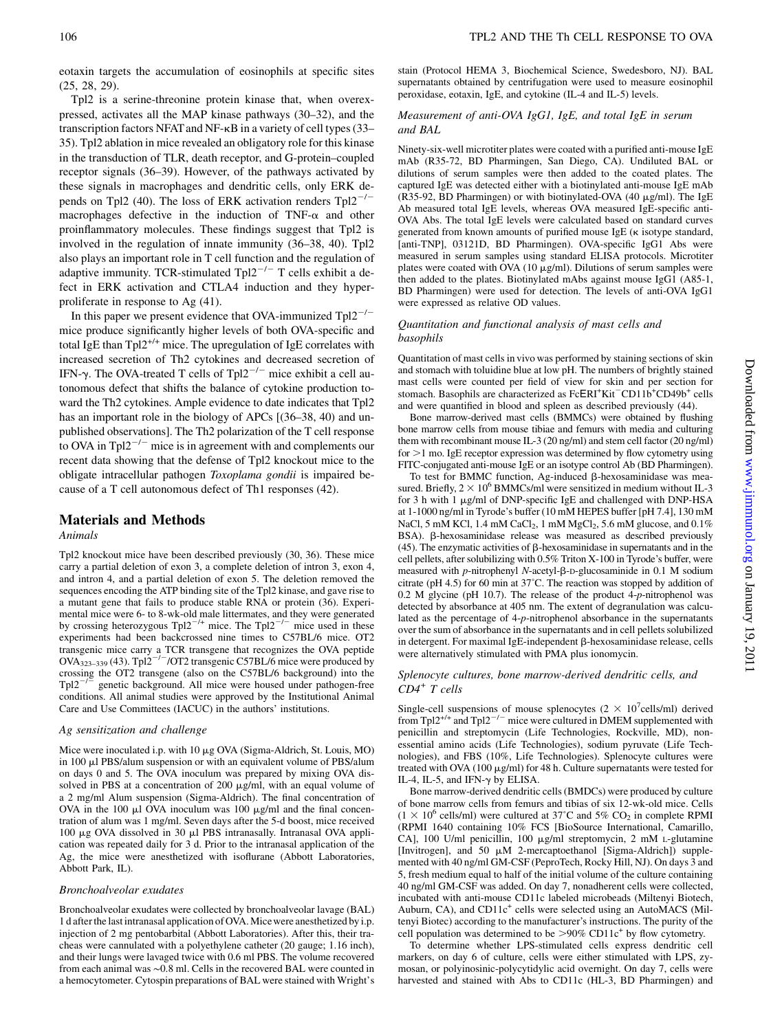eotaxin targets the accumulation of eosinophils at specific sites (25, 28, 29).

Tpl2 is a serine-threonine protein kinase that, when overexpressed, activates all the MAP kinase pathways (30–32), and the transcription factors NFAT and NF-κB in a variety of cell types (33–35). Tpl2 ablation in mice revealed an obligatory role for this kinase in the transduction of TLR, death receptor, and G-protein–coupled receptor signals (36–39). However, of the pathways activated by these signals in macrophages and dendritic cells, only ERK depends on Tpl2 (40). The loss of ERK activation renders $Tpl2^{-/-}$ macrophages defective in the induction of TNF-α and other proinflammatory molecules. These findings suggest that Tpl2 is involved in the regulation of innate immunity (36–38, 40). Tpl2 also plays an important role in T cell function and the regulation of adaptive immunity. TCR-stimulated $Tpl2^{-/-}$ T cells exhibit a defect in ERK activation and CTLA4 induction and they hyperproliferate in response to Ag (41).

In this paper we present evidence that OVA-immunized $Tpl2^{-/-}$ mice produce significantly higher levels of both OVA-specific and total IgE than $Tpl2^{+/+}$ mice. The upregulation of IgE correlates with increased secretion of Th2 cytokines and decreased secretion of IFN-γ. The OVA-treated T cells of $Tpl2^{-/-}$ mice exhibit a cell autonomous defect that shifts the balance of cytokine production toward the Th2 cytokines. Ample evidence to date indicates that Tpl2 has an important role in the biology of APCs [(36–38, 40) and unpublished observations]. The Th2 polarization of the T cell response to OVA in $Tpl2^{-/-}$ mice is in agreement with and complements our recent data showing that the defense of Tpl2 knockout mice to the obligate intracellular pathogen *Toxoplama gondii* is impaired because of a T cell autonomous defect of Th1 responses (42).

## Materials and Methods

### Animals

Tpl2 knockout mice have been described previously (30, 36). These mice carry a partial deletion of exon 3, a complete deletion of intron 3, exon 4, and intron 4, and a partial deletion of exon 5. The deletion removed the sequences encoding the ATP binding site of the Tpl2 kinase, and gave rise to a mutant gene that fails to produce stable RNA or protein (36). Experimental mice were 6- to 8-wk-old male littermates, and they were generated by crossing heterozygous $Tpl2^{-/+}$ mice. The $Tpl2^{-/-}$ mice used in these experiments had been backcrossed nine times to C57BL/6 mice. OT2 transgenic mice carry a TCR transgene that recognizes the OVA peptide $OVA_{323–339}$ (43). $Tpl2^{-/-}$/OT2 transgenic C57BL/6 mice were produced by crossing the OT2 transgene (also on the C57BL/6 background) into the $Tpl2^{-/-}$ genetic background. All mice were housed under pathogen-free conditions. All animal studies were approved by the Institutional Animal Care and Use Committees (IACUC) in the authors' institutions.

### Ag sensitization and challenge

Mice were inoculated i.p. with 10 μg OVA (Sigma-Aldrich, St. Louis, MO) in 100 μl PBS/alum suspension or with an equivalent volume of PBS/alum on days 0 and 5. The OVA inoculum was prepared by mixing OVA dissolved in PBS at a concentration of 200 μg/ml, with an equal volume of a 2 mg/ml Alum suspension (Sigma-Aldrich). The final concentration of OVA in the 100 μl OVA inoculum was 100 μg/ml and the final concentration of alum was 1 mg/ml. Seven days after the 5-d boost, mice received 100 μg OVA dissolved in 30 μl PBS intranasally. Intranasal OVA application was repeated daily for 3 d. Prior to the intranasal application of the Ag, the mice were anesthetized with isoflurane (Abbott Laboratories, Abbott Park, IL).

### Bronchoalveolar exudates

Bronchoalveolar exudates were collected by bronchoalveolar lavage (BAL) 1 d after the last intranasal application of OVA. Mice were anesthetized by i.p. injection of 2 mg pentobarbital (Abbott Laboratories). After this, their tracheas were cannulated with a polyethylene catheter (20 gauge; 1.16 inch), and their lungs were lavaged twice with 0.6 ml PBS. The volume recovered from each animal was ~0.8 ml. Cells in the recovered BAL were counted in a hemocytometer. Cytospin preparations of BAL were stained with Wright's stain (Protocol HEMA 3, Biochemical Science, Swedesboro, NJ). BAL supernatants obtained by centrifugation were used to measure eosinophil peroxidase, eotaxin, IgE, and cytokine (IL-4 and IL-5) levels.

### Measurement of anti-OVA IgG1, IgE, and total IgE in serum and BAL

Ninety-six-well microtiter plates were coated with a purified anti-mouse IgE mAb (R35-72, BD Pharmingen, San Diego, CA). Undiluted BAL or dilutions of serum samples were then added to the coated plates. The captured IgE was detected either with a biotinylated anti-mouse IgE mAb (R35-92, BD Pharmingen) or with biotinylated-OVA (40 μg/ml). The IgE Ab measured total IgE levels, whereas OVA measured IgE-specific anti-OVA Abs. The total IgE levels were calculated based on standard curves generated from known amounts of purified mouse IgE (κ isotype standard, [anti-TNP], 03121D, BD Pharmingen). OVA-specific IgG1 Abs were measured in serum samples using standard ELISA protocols. Microtiter plates were coated with OVA (10 μg/ml). Dilutions of serum samples were then added to the plates. Biotinylated mAbs against mouse IgG1 (A85-1, BD Pharmingen) were used for detection. The levels of anti-OVA IgG1 were expressed as relative OD values.

### Quantitation and functional analysis of mast cells and basophils

Quantitation of mast cells in vivo was performed by staining sections of skin and stomach with toluidine blue at low pH. The numbers of brightly stained mast cells were counted per field of view for skin and per section for stomach. Basophils are characterized as $Fc\epsilon RI^+Kit^-CD11b^+CD49b^+$ cells and were quantified in blood and spleen as described previously (44).

Bone marrow-derived mast cells (BMMCs) were obtained by flushing bone marrow cells from mouse tibiae and femurs with media and culturing them with recombinant mouse IL-3 (20 ng/ml) and stem cell factor (20 ng/ml) for >1 mo. IgE receptor expression was determined by flow cytometry using FITC-conjugated anti-mouse IgE or an isotype control Ab (BD Pharmingen).

To test for BMMC function, Ag-induced β-hexosaminidase was measured. Briefly, $2 \times 10^6$ BMMCs/ml were sensitized in medium without IL-3 for 3 h with 1 μg/ml of DNP-specific IgE and challenged with DNP-HSA at 1-1000 ng/ml in Tyrode's buffer (10 mM HEPES buffer [pH 7.4], 130 mM NaCl, 5 mM KCl, 1.4 mM $CaCl_2$, 1 mM $MgCl_2$, 5.6 mM glucose, and 0.1% BSA). β-hexosaminidase release was measured as described previously (45). The enzymatic activities of β-hexosaminidase in supernatants and in the cell pellets, after solubilizing with 0.5% Triton X-100 in Tyrode's buffer, were measured with *p*-nitrophenyl *N*-acetyl-β-D-glucosaminide in 0.1 M sodium citrate (pH 4.5) for 60 min at 37°C. The reaction was stopped by addition of 0.2 M glycine (pH 10.7). The release of the product 4-*p*-nitrophenol was detected by absorbance at 405 nm. The extent of degranulation was calculated as the percentage of 4-*p*-nitrophenol absorbance in the supernatants over the sum of absorbance in the supernatants and in cell pellets solubilized in detergent. For maximal IgE-independent β-hexosaminidase release, cells were alternatively stimulated with PMA plus ionomycin.

### Splenocyte cultures, bone marrow-derived dendritic cells, and $CD4^+$ T cells

Single-cell suspensions of mouse splenocytes ($2 \times 10^7$cells/ml) derived from $Tpl2^{+/+}$ and $Tpl2^{-/-}$ mice were cultured in DMEM supplemented with penicillin and streptomycin (Life Technologies, Rockville, MD), nonessential amino acids (Life Technologies), sodium pyruvate (Life Technologies), and FBS (10%, Life Technologies). Splenocyte cultures were treated with OVA (100 μg/ml) for 48 h. Culture supernatants were tested for IL-4, IL-5, and IFN-γ by ELISA.

Bone marrow-derived dendritic cells (BMDCs) were produced by culture of bone marrow cells from femurs and tibias of six 12-wk-old mice. Cells ($1 \times 10^6$ cells/ml) were cultured at 37°C and 5% $CO_2$ in complete RPMI (RPMI 1640 containing 10% FCS [BioSource International, Camarillo, CA], 100 U/ml penicillin, 100 μg/ml streptomycin, 2 mM L-glutamine [Invitrogen], and 50 μM 2-mercaptoethanol [Sigma-Aldrich]) supplemented with 40 ng/ml GM-CSF (PeproTech, Rocky Hill, NJ). On days 3 and 5, fresh medium equal to half of the initial volume of the culture containing 40 ng/ml GM-CSF was added. On day 7, nonadherent cells were collected, incubated with anti-mouse CD11c labeled microbeads (Miltenyi Biotech, Auburn, CA), and $CD11c^+$ cells were selected using an AutoMACS (Miltenyi Biotec) according to the manufacturer's instructions. The purity of the cell population was determined to be >90% $CD11c^+$ by flow cytometry.

To determine whether LPS-stimulated cells express dendritic cell markers, on day 6 of culture, cells were either stimulated with LPS, zymosan, or polyinosinic-polycytidylic acid overnight. On day 7, cells were harvested and stained with Abs to CD11c (HL-3, BD Pharmingen) and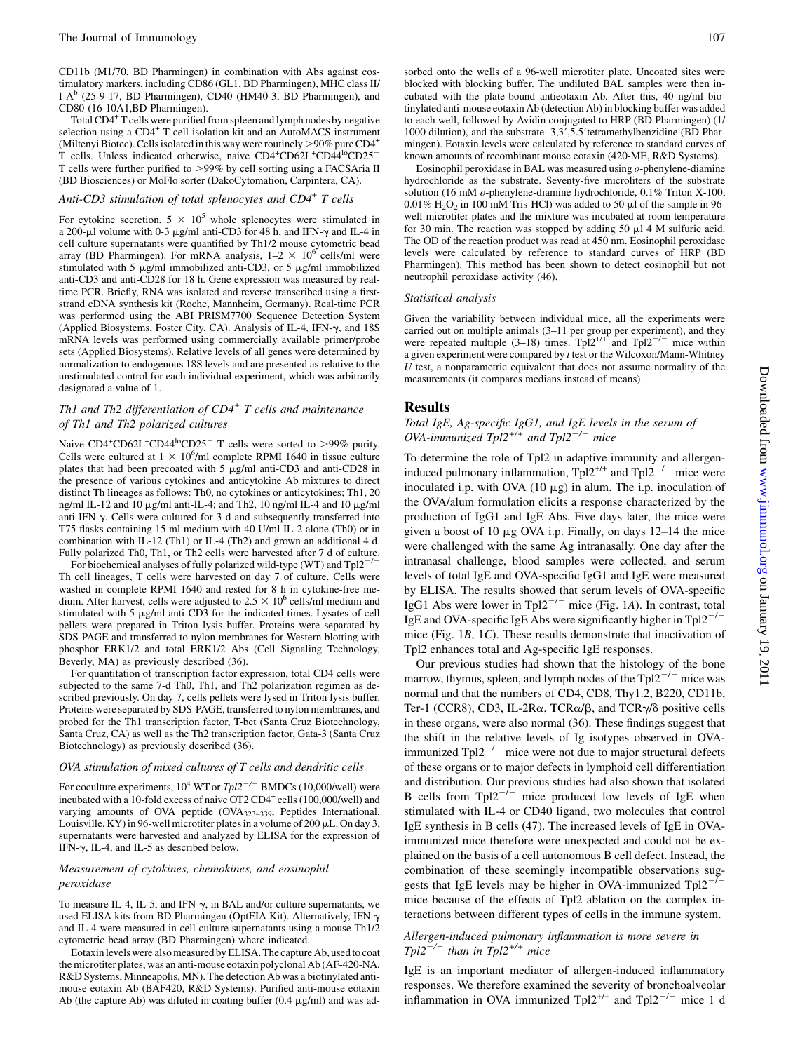CD11b (M1/70, BD Pharmingen) in combination with Abs against costimulatory markers, including CD86 (GL1, BD Pharmingen), MHC class II/I-A$^b$ (25-9-17, BD Pharmingen), CD40 (HM40-3, BD Pharmingen), and CD80 (16-10A1,BD Pharmingen).

Total CD4$^+$ T cells were purified from spleen and lymph nodes by negative selection using a CD4$^+$ T cell isolation kit and an AutoMACS instrument (Miltenyi Biotec). Cells isolated in this way were routinely >90% pure CD4$^+$ T cells. Unless indicated otherwise, naive CD4$^+$CD62L$^+$CD44$^{lo}$CD25$^-$ T cells were further purified to >99% by cell sorting using a FACSAria II (BD Biosciences) or MoFlo sorter (DakoCytomation, Carpintera, CA).

### *Anti-CD3 stimulation of total splenocytes and CD4$^+$ T cells*

For cytokine secretion, $5 \times 10^5$ whole splenocytes were stimulated in a 200-μl volume with 0-3 μg/ml anti-CD3 for 48 h, and IFN-γ and IL-4 in cell culture supernatants were quantified by Th1/2 mouse cytometric bead array (BD Pharmingen). For mRNA analysis, $1–2 \times 10^6$ cells/ml were stimulated with 5 μg/ml immobilized anti-CD3, or 5 μg/ml immobilized anti-CD3 and anti-CD28 for 18 h. Gene expression was measured by real-time PCR. Briefly, RNA was isolated and reverse transcribed using a first-strand cDNA synthesis kit (Roche, Mannheim, Germany). Real-time PCR was performed using the ABI PRISM7700 Sequence Detection System (Applied Biosystems, Foster City, CA). Analysis of IL-4, IFN-γ, and 18S mRNA levels was performed using commercially available primer/probe sets (Applied Biosystems). Relative levels of all genes were determined by normalization to endogenous 18S levels and are presented as relative to the unstimulated control for each individual experiment, which was arbitrarily designated a value of 1.

### *Th1 and Th2 differentiation of CD4$^+$ T cells and maintenance of Th1 and Th2 polarized cultures*

Naive CD4$^+$CD62L$^+$CD44$^{lo}$CD25$^-$ T cells were sorted to >99% purity. Cells were cultured at $1 \times 10^6$/ml complete RPMI 1640 in tissue culture plates that had been precoated with 5 μg/ml anti-CD3 and anti-CD28 in the presence of various cytokines and anticytokine Ab mixtures to direct distinct Th lineages as follows: Th0, no cytokines or anticytokines; Th1, 20 ng/ml IL-12 and 10 μg/ml anti-IL-4; and Th2, 10 ng/ml IL-4 and 10 μg/ml anti-IFN-γ. Cells were cultured for 3 d and subsequently transferred into T75 flasks containing 15 ml medium with 40 U/ml IL-2 alone (Th0) or in combination with IL-12 (Th1) or IL-4 (Th2) and grown an additional 4 d. Fully polarized Th0, Th1, or Th2 cells were harvested after 7 d of culture.

For biochemical analyses of fully polarized wild-type (WT) and Tpl2$^{-/-}$ Th cell lineages, T cells were harvested on day 7 of culture. Cells were washed in complete RPMI 1640 and rested for 8 h in cytokine-free medium. After harvest, cells were adjusted to $2.5 \times 10^6$ cells/ml medium and stimulated with 5 μg/ml anti-CD3 for the indicated times. Lysates of cell pellets were prepared in Triton lysis buffer. Proteins were separated by SDS-PAGE and transferred to nylon membranes for Western blotting with phosphor ERK1/2 and total ERK1/2 Abs (Cell Signaling Technology, Beverly, MA) as previously described (36).

For quantitation of transcription factor expression, total CD4 cells were subjected to the same 7-d Th0, Th1, and Th2 polarization regimen as described previously. On day 7, cells pellets were lysed in Triton lysis buffer. Proteins were separated by SDS-PAGE, transferred to nylon membranes, and probed for the Th1 transcription factor, T-bet (Santa Cruz Biotechnology, Santa Cruz, CA) as well as the Th2 transcription factor, Gata-3 (Santa Cruz Biotechnology) as previously described (36).

### *OVA stimulation of mixed cultures of T cells and dendritic cells*

For coculture experiments, $10^4$ WT or *Tpl2*$^{-/-}$ BMDCs (10,000/well) were incubated with a 10-fold excess of naive OT2 CD4$^+$ cells (100,000/well) and varying amounts of OVA peptide (OVA$_{323–339}$, Peptides International, Louisville, KY) in 96-well microtiter plates in a volume of 200 μL. On day 3, supernatants were harvested and analyzed by ELISA for the expression of IFN-γ, IL-4, and IL-5 as described below.

### *Measurement of cytokines, chemokines, and eosinophil peroxidase*

To measure IL-4, IL-5, and IFN-γ, in BAL and/or culture supernatants, we used ELISA kits from BD Pharmingen (OptEIA Kit). Alternatively, IFN-γ and IL-4 were measured in cell culture supernatants using a mouse Th1/2 cytometric bead array (BD Pharmingen) where indicated.

Eotaxin levels were also measured by ELISA. The capture Ab, used to coat the microtiter plates, was an anti-mouse eotaxin polyclonal Ab (AF-420-NA, R&D Systems, Minneapolis, MN). The detection Ab was a biotinylated anti-mouse eotaxin Ab (BAF420, R&D Systems). Purified anti-mouse eotaxin Ab (the capture Ab) was diluted in coating buffer (0.4 μg/ml) and was adsorbed onto the wells of a 96-well microtiter plate. Uncoated sites were blocked with blocking buffer. The undiluted BAL samples were then incubated with the plate-bound antieotaxin Ab. After this, 40 ng/ml biotinylated anti-mouse eotaxin Ab (detection Ab) in blocking buffer was added to each well, followed by Avidin conjugated to HRP (BD Pharmingen) (1/1000 dilution), and the substrate 3,3′,5.5′tetramethylbenzidine (BD Pharmingen). Eotaxin levels were calculated by reference to standard curves of known amounts of recombinant mouse eotaxin (420-ME, R&D Systems).

Eosinophil peroxidase in BAL was measured using *o*-phenylene-diamine hydrochloride as the substrate. Seventy-five microliters of the substrate solution (16 mM *o*-phenylene-diamine hydrochloride, 0.1% Triton X-100, 0.01% $H_2O_2$ in 100 mM Tris-HCl) was added to 50 μl of the sample in 96-well microtiter plates and the mixture was incubated at room temperature for 30 min. The reaction was stopped by adding 50 μl 4 M sulfuric acid. The OD of the reaction product was read at 450 nm. Eosinophil peroxidase levels were calculated by reference to standard curves of HRP (BD Pharmingen). This method has been shown to detect eosinophil but not neutrophil peroxidase activity (46).

### *Statistical analysis*

Given the variability between individual mice, all the experiments were carried out on multiple animals (3–11 per group per experiment), and they were repeated multiple (3–18) times. Tpl2$^{+/+}$ and Tpl2$^{-/-}$ mice within a given experiment were compared by *t* test or the Wilcoxon/Mann-Whitney *U* test, a nonparametric equivalent that does not assume normality of the measurements (it compares medians instead of means).

## Results

### *Total IgE, Ag-specific IgG1, and IgE levels in the serum of OVA-immunized Tpl2$^{+/+}$ and Tpl2$^{-/-}$ mice*

To determine the role of Tpl2 in adaptive immunity and allergen-induced pulmonary inflammation, Tpl2$^{+/+}$ and Tpl2$^{-/-}$ mice were inoculated i.p. with OVA (10 μg) in alum. The i.p. inoculation of the OVA/alum formulation elicits a response characterized by the production of IgG1 and IgE Abs. Five days later, the mice were given a boost of 10 μg OVA i.p. Finally, on days 12–14 the mice were challenged with the same Ag intranasally. One day after the intranasal challenge, blood samples were collected, and serum levels of total IgE and OVA-specific IgG1 and IgE were measured by ELISA. The results showed that serum levels of OVA-specific IgG1 Abs were lower in Tpl2$^{-/-}$ mice (Fig. 1*A*). In contrast, total IgE and OVA-specific IgE Abs were significantly higher in Tpl2$^{-/-}$ mice (Fig. 1*B*, 1*C*). These results demonstrate that inactivation of Tpl2 enhances total and Ag-specific IgE responses.

Our previous studies had shown that the histology of the bone marrow, thymus, spleen, and lymph nodes of the Tpl2$^{-/-}$ mice was normal and that the numbers of CD4, CD8, Thy1.2, B220, CD11b, Ter-1 (CCR8), CD3, IL-2Rα, TCRα/β, and TCRγ/δ positive cells in these organs, were also normal (36). These findings suggest that the shift in the relative levels of Ig isotypes observed in OVA-immunized Tpl2$^{-/-}$ mice were not due to major structural defects of these organs or to major defects in lymphoid cell differentiation and distribution. Our previous studies had also shown that isolated B cells from Tpl2$^{-/-}$ mice produced low levels of IgE when stimulated with IL-4 or CD40 ligand, two molecules that control IgE synthesis in B cells (47). The increased levels of IgE in OVA-immunized mice therefore were unexpected and could not be explained on the basis of a cell autonomous B cell defect. Instead, the combination of these seemingly incompatible observations suggests that IgE levels may be higher in OVA-immunized Tpl2$^{-/-}$ mice because of the effects of Tpl2 ablation on the complex interactions between different types of cells in the immune system.

### *Allergen-induced pulmonary inflammation is more severe in Tpl2$^{-/-}$ than in Tpl2$^{+/+}$ mice*

IgE is an important mediator of allergen-induced inflammatory responses. We therefore examined the severity of bronchoalveolar inflammation in OVA immunized Tpl2$^{+/+}$ and Tpl2$^{-/-}$ mice 1 d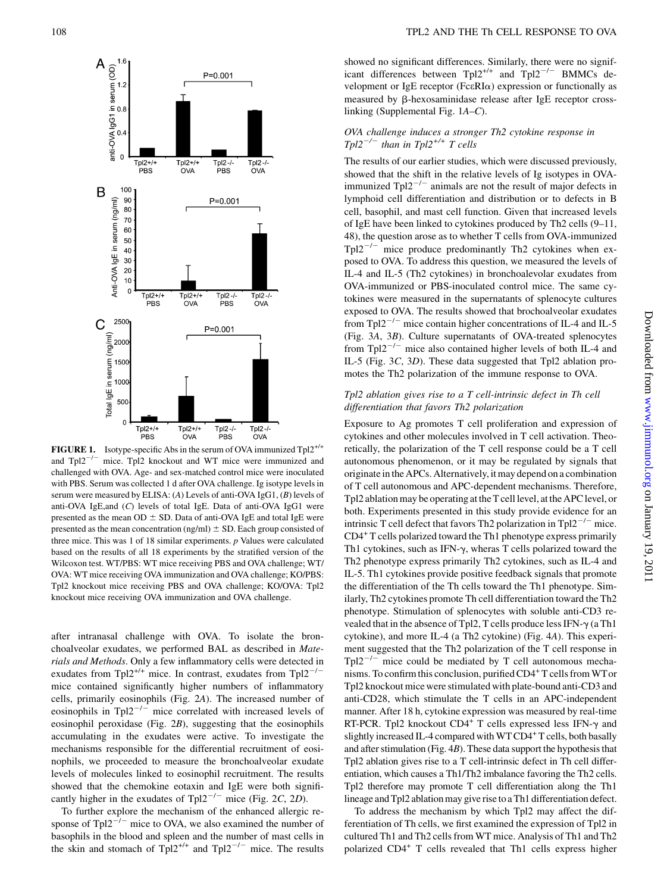**FIGURE 1.** Isotype-specific Abs in the serum of OVA immunized Tpl2$^{+/+}$ and Tpl2$^{-/-}$ mice. Tpl2 knockout and WT mice were immunized and challenged with OVA. Age- and sex-matched control mice were inoculated with PBS. Serum was collected 1 d after OVA challenge. Ig isotype levels in serum were measured by ELISA: (*A*) Levels of anti-OVA IgG1, (*B*) levels of anti-OVA IgE,and (*C*) levels of total IgE. Data of anti-OVA IgG1 were presented as the mean OD ± SD. Data of anti-OVA IgE and total IgE were presented as the mean concentration (ng/ml) ± SD. Each group consisted of three mice. This was 1 of 18 similar experiments. *p* Values were calculated based on the results of all 18 experiments by the stratified version of the Wilcoxon test. WT/PBS: WT mice receiving PBS and OVA challenge; WT/OVA: WT mice receiving OVA immunization and OVA challenge; KO/PBS: Tpl2 knockout mice receiving PBS and OVA challenge; KO/OVA: Tpl2 knockout mice receiving OVA immunization and OVA challenge.

after intranasal challenge with OVA. To isolate the bronchoalveolar exudates, we performed BAL as described in *Materials and Methods*. Only a few inflammatory cells were detected in exudates from Tpl2$^{+/+}$ mice. In contrast, exudates from Tpl2$^{-/-}$ mice contained significantly higher numbers of inflammatory cells, primarily eosinophils (Fig. 2*A*). The increased number of eosinophils in Tpl2$^{-/-}$ mice correlated with increased levels of eosinophil peroxidase (Fig. 2*B*), suggesting that the eosinophils accumulating in the exudates were active. To investigate the mechanisms responsible for the differential recruitment of eosinophils, we proceeded to measure the bronchoalveolar exudate levels of molecules linked to eosinophil recruitment. The results showed that the chemokine eotaxin and IgE were both significantly higher in the exudates of Tpl2$^{-/-}$ mice (Fig. 2*C*, 2*D*).

To further explore the mechanism of the enhanced allergic response of Tpl2$^{-/-}$ mice to OVA, we also examined the number of basophils in the blood and spleen and the number of mast cells in the skin and stomach of Tpl2$^{+/+}$ and Tpl2$^{-/-}$ mice. The results showed no significant differences. Similarly, there were no significant differences between Tpl2$^{+/+}$ and Tpl2$^{-/-}$ BMMCs development or IgE receptor (FcεRIα) expression or functionally as measured by β-hexosaminidase release after IgE receptor cross-linking (Supplemental Fig. 1*A–C*).

### *OVA challenge induces a stronger Th2 cytokine response in Tpl2$^{-/-}$ than in Tpl2$^{+/+}$ T cells*

The results of our earlier studies, which were discussed previously, showed that the shift in the relative levels of Ig isotypes in OVA-immunized Tpl2$^{-/-}$ animals are not the result of major defects in lymphoid cell differentiation and distribution or to defects in B cell, basophil, and mast cell function. Given that increased levels of IgE have been linked to cytokines produced by Th2 cells (9–11, 48), the question arose as to whether T cells from OVA-immunized Tpl2$^{-/-}$ mice produce predominantly Th2 cytokines when exposed to OVA. To address this question, we measured the levels of IL-4 and IL-5 (Th2 cytokines) in bronchoalveolar exudates from OVA-immunized or PBS-inoculated control mice. The same cytokines were measured in the supernatants of splenocyte cultures exposed to OVA. The results showed that brochoalveolar exudates from Tpl2$^{-/-}$ mice contain higher concentrations of IL-4 and IL-5 (Fig. 3*A*, 3*B*). Culture supernatants of OVA-treated splenocytes from Tpl2$^{-/-}$ mice also contained higher levels of both IL-4 and IL-5 (Fig. 3*C*, 3*D*). These data suggested that Tpl2 ablation promotes the Th2 polarization of the immune response to OVA.

### *Tpl2 ablation gives rise to a T cell-intrinsic defect in Th cell differentiation that favors Th2 polarization*

Exposure to Ag promotes T cell proliferation and expression of cytokines and other molecules involved in T cell activation. Theoretically, the polarization of the T cell response could be a T cell autonomous phenomenon, or it may be regulated by signals that originate in the APCs. Alternatively, it may depend on a combination of T cell autonomous and APC-dependent mechanisms. Therefore, Tpl2 ablation may be operating at the T cell level, at the APC level, or both. Experiments presented in this study provide evidence for an intrinsic T cell defect that favors Th2 polarization in Tpl2$^{-/-}$ mice. CD4$^{+}$ T cells polarized toward the Th1 phenotype express primarily Th1 cytokines, such as IFN-γ, wheras T cells polarized toward the Th2 phenotype express primarily Th2 cytokines, such as IL-4 and IL-5. Th1 cytokines provide positive feedback signals that promote the differentiation of the Th cells toward the Th1 phenotype. Similarly, Th2 cytokines promote Th cell differentiation toward the Th2 phenotype. Stimulation of splenocytes with soluble anti-CD3 revealed that in the absence of Tpl2, T cells produce less IFN-γ (a Th1 cytokine), and more IL-4 (a Th2 cytokine) (Fig. 4*A*). This experiment suggested that the Th2 polarization of the T cell response in Tpl2$^{-/-}$ mice could be mediated by T cell autonomous mechanisms. To confirm this conclusion, purified CD4$^{+}$ T cells from WT or Tpl2 knockout mice were stimulated with plate-bound anti-CD3 and anti-CD28, which stimulate the T cells in an APC-independent manner. After 18 h, cytokine expression was measured by real-time RT-PCR. Tpl2 knockout CD4$^{+}$ T cells expressed less IFN-γ and slightly increased IL-4 compared with WT CD4$^{+}$ T cells, both basally and after stimulation (Fig. 4*B*). These data support the hypothesis that Tpl2 ablation gives rise to a T cell-intrinsic defect in Th cell differentiation, which causes a Th1/Th2 imbalance favoring the Th2 cells. Tpl2 therefore may promote T cell differentiation along the Th1 lineage and Tpl2 ablation may give rise to a Th1 differentiation defect.

To address the mechanism by which Tpl2 may affect the differentiation of Th cells, we first examined the expression of Tpl2 in cultured Th1 and Th2 cells from WT mice. Analysis of Th1 and Th2 polarized CD4$^{+}$ T cells revealed that Th1 cells express higher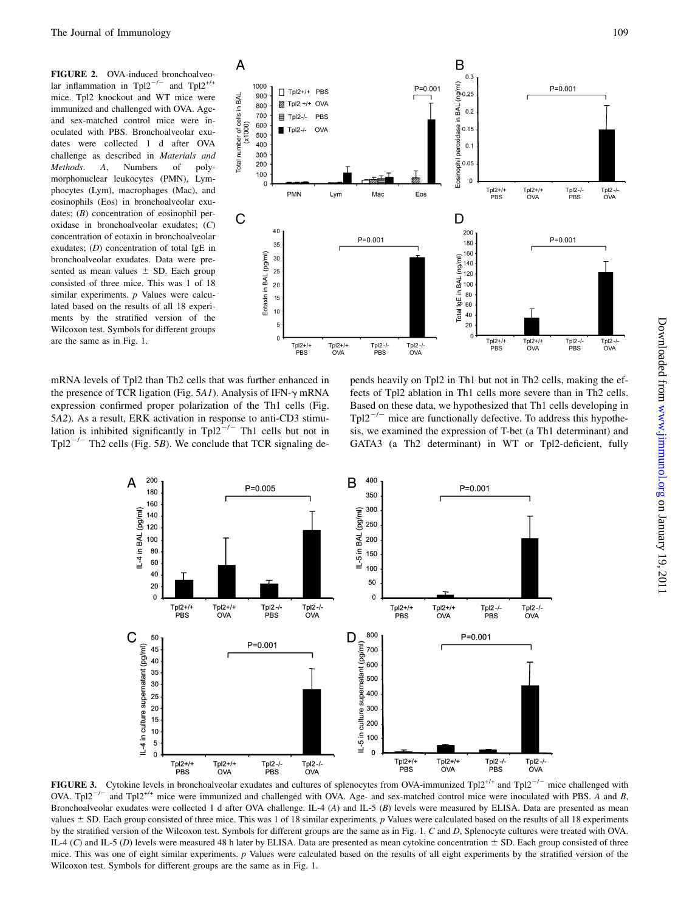**FIGURE 2.** OVA-induced bronchoalveolar inflammation in $Tpl2^{-/-}$ and $Tpl2^{+/+}$ mice. Tpl2 knockout and WT mice were immunized and challenged with OVA. Age- and sex-matched control mice were inoculated with PBS. Bronchoalveolar exudates were collected 1 d after OVA challenge as described in *Materials and Methods*. *A*, Numbers of polymorphonuclear leukocytes (PMN), Lymphocytes (Lym), macrophages (Mac), and eosinophils (Eos) in bronchoalveolar exudates; (*B*) concentration of eosinophil peroxidase in bronchoalveolar exudates; (*C*) concentration of eotaxin in bronchoalveolar exudates; (*D*) concentration of total IgE in bronchoalveolar exudates. Data were presented as mean values ± SD. Each group consisted of three mice. This was 1 of 18 similar experiments. *p* Values were calculated based on the results of all 18 experiments by the stratified version of the Wilcoxon test. Symbols for different groups are the same as in Fig. 1.

mRNA levels of Tpl2 than Th2 cells that was further enhanced in the presence of TCR ligation (Fig. 5*A1*). Analysis of IFN-γ mRNA expression confirmed proper polarization of the Th1 cells (Fig. 5*A2*). As a result, ERK activation in response to anti-CD3 stimulation is inhibited significantly in $Tpl2^{-/-}$ Th1 cells but not in $Tpl2^{-/-}$ Th2 cells (Fig. 5*B*). We conclude that TCR signaling depends heavily on Tpl2 in Th1 but not in Th2 cells, making the effects of Tpl2 ablation in Th1 cells more severe than in Th2 cells. Based on these data, we hypothesized that Th1 cells developing in $Tpl2^{-/-}$ mice are functionally defective. To address this hypothesis, we examined the expression of T-bet (a Th1 determinant) and GATA3 (a Th2 determinant) in WT or Tpl2-deficient, fully

**FIGURE 3.** Cytokine levels in bronchoalveolar exudates and cultures of splenocytes from OVA-immunized $Tpl2^{+/+}$ and $Tpl2^{-/-}$ mice challenged with OVA. $Tpl2^{-/-}$ and $Tpl2^{+/+}$ mice were immunized and challenged with OVA. Age- and sex-matched control mice were inoculated with PBS. *A* and *B*, Bronchoalveolar exudates were collected 1 d after OVA challenge. IL-4 (*A*) and IL-5 (*B*) levels were measured by ELISA. Data are presented as mean values ± SD. Each group consisted of three mice. This was 1 of 18 similar experiments. *p* Values were calculated based on the results of all 18 experiments by the stratified version of the Wilcoxon test. Symbols for different groups are the same as in Fig. 1. *C* and *D*, Splenocyte cultures were treated with OVA. IL-4 (*C*) and IL-5 (*D*) levels were measured 48 h later by ELISA. Data are presented as mean cytokine concentration ± SD. Each group consisted of three mice. This was one of eight similar experiments. *p* Values were calculated based on the results of all eight experiments by the stratified version of the Wilcoxon test. Symbols for different groups are the same as in Fig. 1.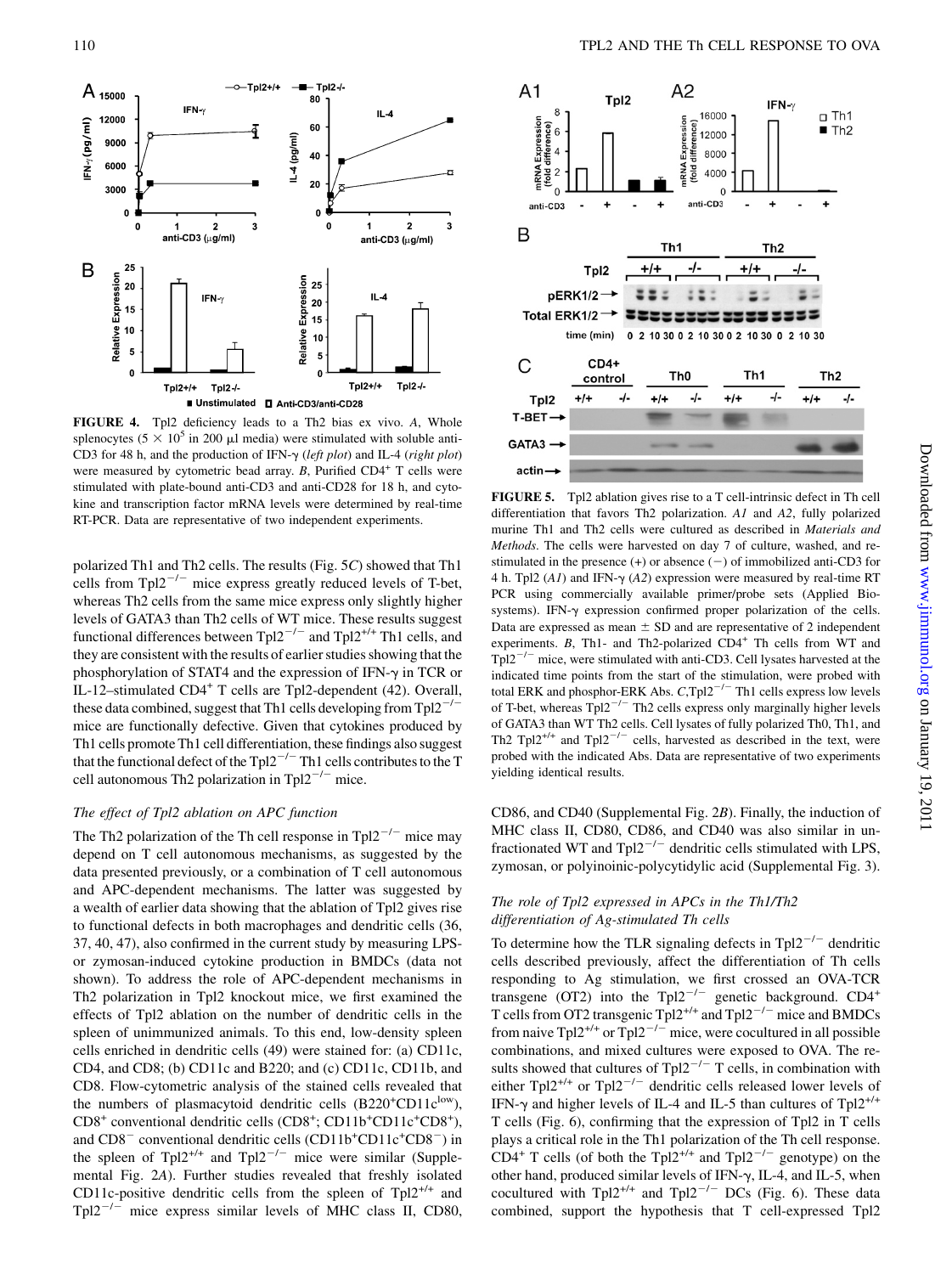FIGURE 4. Tpl2 deficiency leads to a Th2 bias ex vivo. *A*, Whole splenocytes ($5 \times 10^5$ in 200 μl media) were stimulated with soluble anti-CD3 for 48 h, and the production of IFN-γ (*left plot*) and IL-4 (*right plot*) were measured by cytometric bead array. *B*, Purified $CD4^+$ T cells were stimulated with plate-bound anti-CD3 and anti-CD28 for 18 h, and cytokine and transcription factor mRNA levels were determined by real-time RT-PCR. Data are representative of two independent experiments.

FIGURE 5. Tpl2 ablation gives rise to a T cell-intrinsic defect in Th cell differentiation that favors Th2 polarization. *A1* and *A2*, fully polarized murine Th1 and Th2 cells were cultured as described in *Materials and Methods*. The cells were harvested on day 7 of culture, washed, and restimulated in the presence (+) or absence (−) of immobilized anti-CD3 for 4 h. Tpl2 (*A1*) and IFN-γ (*A2*) expression were measured by real-time RT PCR using commercially available primer/probe sets (Applied Biosystems). IFN-γ expression confirmed proper polarization of the cells. Data are expressed as mean ± SD and are representative of 2 independent experiments. *B*, Th1- and Th2-polarized $CD4^+$ Th cells from WT and $Tpl2^{-/-}$ mice, were stimulated with anti-CD3. Cell lysates harvested at the indicated time points from the start of the stimulation, were probed with total ERK and phosphor-ERK Abs. *C*, $Tpl2^{-/-}$ Th1 cells express low levels of T-bet, whereas $Tpl2^{-/-}$ Th2 cells express only marginally higher levels of GATA3 than WT Th2 cells. Cell lysates of fully polarized Th0, Th1, and Th2 $Tpl2^{+/+}$ and $Tpl2^{-/-}$ cells, harvested as described in the text, were probed with the indicated Abs. Data are representative of two experiments yielding identical results.

polarized Th1 and Th2 cells. The results (Fig. 5*C*) showed that Th1 cells from $Tpl2^{-/-}$ mice express greatly reduced levels of T-bet, whereas Th2 cells from the same mice express only slightly higher levels of GATA3 than Th2 cells of WT mice. These results suggest functional differences between $Tpl2^{-/-}$ and $Tpl2^{+/+}$ Th1 cells, and they are consistent with the results of earlier studies showing that the phosphorylation of STAT4 and the expression of IFN-γ in TCR or IL-12–stimulated $CD4^+$ T cells are Tpl2-dependent (42). Overall, these data combined, suggest that Th1 cells developing from $Tpl2^{-/-}$ mice are functionally defective. Given that cytokines produced by Th1 cells promote Th1 cell differentiation, these findings also suggest that the functional defect of the $Tpl2^{-/-}$ Th1 cells contributes to the T cell autonomous Th2 polarization in $Tpl2^{-/-}$ mice.

### *The effect of Tpl2 ablation on APC function*

The Th2 polarization of the Th cell response in $Tpl2^{-/-}$ mice may depend on T cell autonomous mechanisms, as suggested by the data presented previously, or a combination of T cell autonomous and APC-dependent mechanisms. The latter was suggested by a wealth of earlier data showing that the ablation of Tpl2 gives rise to functional defects in both macrophages and dendritic cells (36, 37, 40, 47), also confirmed in the current study by measuring LPS- or zymosan-induced cytokine production in BMDCs (data not shown). To address the role of APC-dependent mechanisms in Th2 polarization in Tpl2 knockout mice, we first examined the effects of Tpl2 ablation on the number of dendritic cells in the spleen of unimmunized animals. To this end, low-density spleen cells enriched in dendritic cells (49) were stained for: (a) CD11c, CD4, and CD8; (b) CD11c and B220; and (c) CD11c, CD11b, and CD8. Flow-cytometric analysis of the stained cells revealed that the numbers of plasmacytoid dendritic cells ($B220^+CD11c^{low}$), $CD8^+$ conventional dendritic cells ($CD8^+$; $CD11b^+CD11c^+CD8^+$), and $CD8^-$ conventional dendritic cells ($CD11b^+CD11c^+CD8^-$) in the spleen of $Tpl2^{+/+}$ and $Tpl2^{-/-}$ mice were similar (Supplemental Fig. 2*A*). Further studies revealed that freshly isolated CD11c-positive dendritic cells from the spleen of $Tpl2^{+/+}$ and $Tpl2^{-/-}$ mice express similar levels of MHC class II, CD80, CD86, and CD40 (Supplemental Fig. 2*B*). Finally, the induction of MHC class II, CD80, CD86, and CD40 was also similar in unfractionated WT and $Tpl2^{-/-}$ dendritic cells stimulated with LPS, zymosan, or polyinoinic-polycytidylic acid (Supplemental Fig. 3).

### *The role of Tpl2 expressed in APCs in the Th1/Th2 differentiation of Ag-stimulated Th cells*

To determine how the TLR signaling defects in $Tpl2^{-/-}$ dendritic cells described previously, affect the differentiation of Th cells responding to Ag stimulation, we first crossed an OVA-TCR transgene (OT2) into the $Tpl2^{-/-}$ genetic background. $CD4^+$ T cells from OT2 transgenic $Tpl2^{+/+}$ and $Tpl2^{-/-}$ mice and BMDCs from naive $Tpl2^{+/+}$ or $Tpl2^{-/-}$ mice, were cocultured in all possible combinations, and mixed cultures were exposed to OVA. The results showed that cultures of $Tpl2^{-/-}$ T cells, in combination with either $Tpl2^{+/+}$ or $Tpl2^{-/-}$ dendritic cells released lower levels of IFN-γ and higher levels of IL-4 and IL-5 than cultures of $Tpl2^{+/+}$ T cells (Fig. 6), confirming that the expression of Tpl2 in T cells plays a critical role in the Th1 polarization of the Th cell response. $CD4^+$ T cells (of both the $Tpl2^{+/+}$ and $Tpl2^{-/-}$ genotype) on the other hand, produced similar levels of IFN-γ, IL-4, and IL-5, when cocultured with $Tpl2^{+/+}$ and $Tpl2^{-/-}$ DCs (Fig. 6). These data combined, support the hypothesis that T cell-expressed Tpl2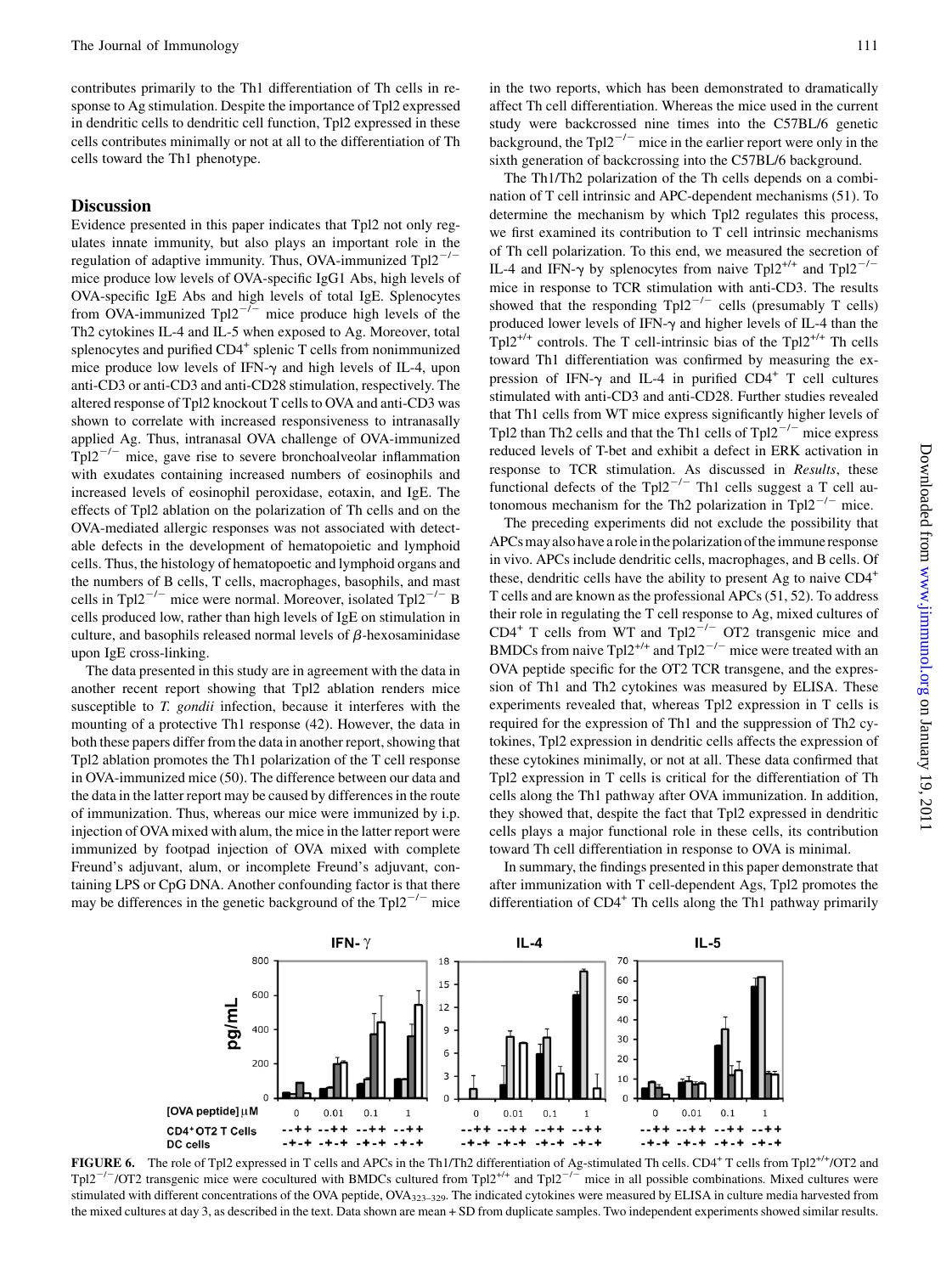contributes primarily to the Th1 differentiation of Th cells in response to Ag stimulation. Despite the importance of Tpl2 expressed in dendritic cells to dendritic cell function, Tpl2 expressed in these cells contributes minimally or not at all to the differentiation of Th cells toward the Th1 phenotype.

## Discussion

Evidence presented in this paper indicates that Tpl2 not only regulates innate immunity, but also plays an important role in the regulation of adaptive immunity. Thus, OVA-immunized Tpl2$^{-/-}$ mice produce low levels of OVA-specific IgG1 Abs, high levels of OVA-specific IgE Abs and high levels of total IgE. Splenocytes from OVA-immunized Tpl2$^{-/-}$ mice produce high levels of the Th2 cytokines IL-4 and IL-5 when exposed to Ag. Moreover, total splenocytes and purified CD4$^{+}$ splenic T cells from nonimmunized mice produce low levels of IFN-γ and high levels of IL-4, upon anti-CD3 or anti-CD28 stimulation, respectively. The altered response of Tpl2 knockout T cells to OVA and anti-CD3 was shown to correlate with increased responsiveness to intranasally applied Ag. Thus, intranasal OVA challenge of OVA-immunized Tpl2$^{-/-}$ mice, gave rise to severe bronchoalveolar inflammation with exudates containing increased numbers of eosinophils and increased levels of eosinophil peroxidase, eotaxin, and IgE. The effects of Tpl2 ablation on the polarization of Th cells and on the OVA-mediated allergic responses was not associated with detectable defects in the development of hematopoietic and lymphoid cells. Thus, the histology of hematopoetic and lymphoid organs and the numbers of B cells, T cells, macrophages, basophils, and mast cells in Tpl2$^{-/-}$ mice were normal. Moreover, isolated Tpl2$^{-/-}$ B cells produced low, rather than high levels of IgE on stimulation in culture, and basophils released normal levels of β-hexosaminidase upon IgE cross-linking.

The data presented in this study are in agreement with the data in another recent report showing that Tpl2 ablation renders mice susceptible to *T. gondii* infection, because it interferes with the mounting of a protective Th1 response (42). However, the data in both these papers differ from the data in another report, showing that Tpl2 ablation promotes the Th1 polarization of the T cell response in OVA-immunized mice (50). The difference between our data and the data in the latter report may be caused by differences in the route of immunization. Thus, whereas our mice were immunized by i.p. injection of OVA mixed with alum, the mice in the latter report were immunized by footpad injection of OVA mixed with complete Freund's adjuvant, alum, or incomplete Freund's adjuvant, containing LPS or CpG DNA. Another confounding factor is that there may be differences in the genetic background of the Tpl2$^{-/-}$ mice in the two reports, which has been demonstrated to dramatically affect Th cell differentiation. Whereas the mice used in the current study were backcrossed nine times into the C57BL/6 genetic background, the Tpl2$^{-/-}$ mice in the earlier report were only in the sixth generation of backcrossing into the C57BL/6 background.

The Th1/Th2 polarization of the Th cells depends on a combination of T cell intrinsic and APC-dependent mechanisms (51). To determine the mechanism by which Tpl2 regulates this process, we first examined its contribution to T cell intrinsic mechanisms of Th cell polarization. To this end, we measured the secretion of IL-4 and IFN-γ by splenocytes from naive Tpl2$^{+/+}$ and Tpl2$^{-/-}$ mice in response to TCR stimulation with anti-CD3. The results showed that the responding Tpl2$^{-/-}$ cells (presumably T cells) produced lower levels of IFN-γ and higher levels of IL-4 than the Tpl2$^{+/+}$ controls. The T cell-intrinsic bias of the Tpl2$^{+/+}$ Th cells toward Th1 differentiation was confirmed by measuring the expression of IFN-γ and IL-4 in purified CD4$^{+}$ T cell cultures stimulated with anti-CD3 and anti-CD28. Further studies revealed that Th1 cells from WT mice express significantly higher levels of Tpl2 than Th2 cells and that the Th1 cells of Tpl2$^{-/-}$ mice express reduced levels of T-bet and exhibit a defect in ERK activation in response to TCR stimulation. As discussed in *Results*, these functional defects of the Tpl2$^{-/-}$ Th1 cells suggest a T cell autonomous mechanism for the Th2 polarization in Tpl2$^{-/-}$ mice.

The preceding experiments did not exclude the possibility that APCs may also have a role in the polarization of the immune response in vivo. APCs include dendritic cells, macrophages, and B cells. Of these, dendritic cells have the ability to present Ag to naive CD4$^{+}$ T cells and are known as the professional APCs (51, 52). To address their role in regulating the T cell response to Ag, mixed cultures of CD4$^{+}$ T cells from WT and Tpl2$^{-/-}$ OT2 transgenic mice and BMDCs from naive Tpl2$^{+/+}$ and Tpl2$^{-/-}$ mice were treated with an OVA peptide specific for the OT2 TCR transgene, and the expression of Th1 and Th2 cytokines was measured by ELISA. These experiments revealed that, whereas Tpl2 expression in T cells is required for the expression of Th1 and the suppression of Th2 cytokines, Tpl2 expression in dendritic cells affects the expression of these cytokines minimally, or not at all. These data confirmed that Tpl2 expression in T cells is critical for the differentiation of Th cells along the Th1 pathway after OVA immunization. In addition, they showed that, despite the fact that Tpl2 expressed in dendritic cells plays a major functional role in these cells, its contribution toward Th cell differentiation in response to OVA is minimal.

In summary, the findings presented in this paper demonstrate that after immunization with T cell-dependent Ags, Tpl2 promotes the differentiation of CD4$^{+}$ Th cells along the Th1 pathway primarily

**FIGURE 6.** The role of Tpl2 expressed in T cells and APCs in the Th1/Th2 differentiation of Ag-stimulated Th cells. CD4$^{+}$ T cells from Tpl2$^{+/+}$/OT2 and Tpl2$^{-/-}$/OT2 transgenic mice were cocultured with BMDCs cultured from Tpl2$^{+/+}$ and Tpl2$^{-/-}$ mice in all possible combinations. Mixed cultures were stimulated with different concentrations of the OVA peptide, $OVA_{323-329}$. The indicated cytokines were measured by ELISA in culture media harvested from the mixed cultures at day 3, as described in the text. Data shown are mean + SD from duplicate samples. Two independent experiments showed similar results.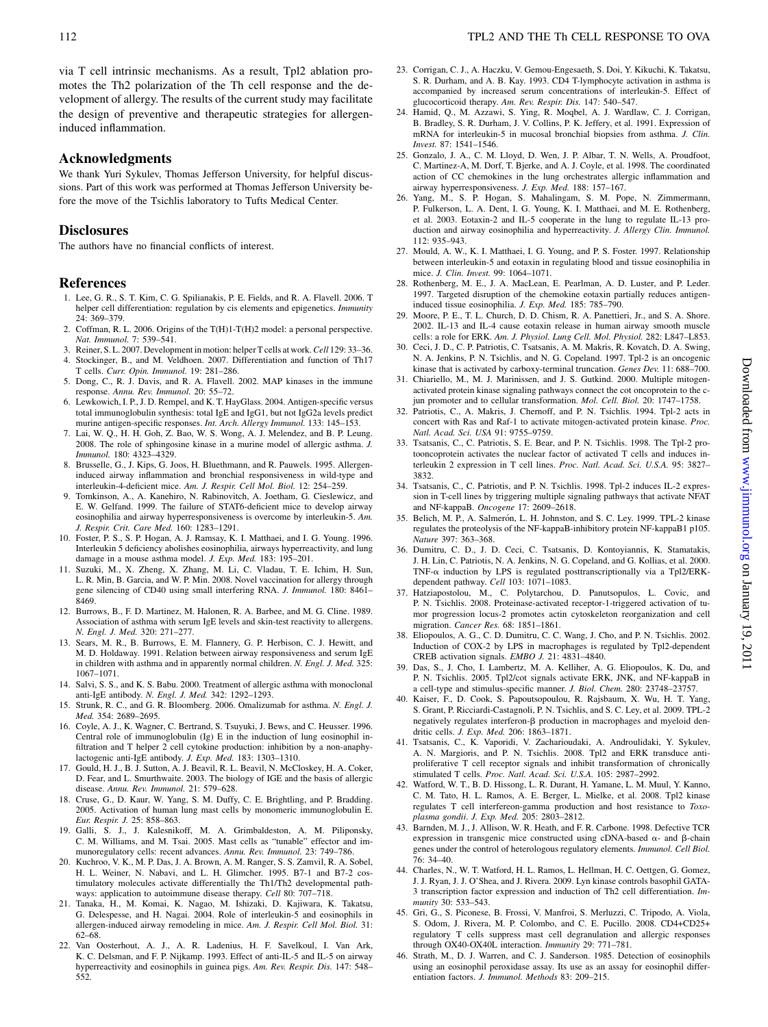via T cell intrinsic mechanisms. As a result, Tpl2 ablation promotes the Th2 polarization of the Th cell response and the development of allergy. The results of the current study may facilitate the design of preventive and therapeutic strategies for allergen-induced inflammation.

## Acknowledgments

We thank Yuri Sykulev, Thomas Jefferson University, for helpful discussions. Part of this work was performed at Thomas Jefferson University before the move of the Tsichlis laboratory to Tufts Medical Center.

## Disclosures

The authors have no financial conflicts of interest.

## References

1. Lee, G. R., S. T. Kim, C. G. Spilianakis, P. E. Fields, and R. A. Flavell. 2006. T helper cell differentiation: regulation by cis elements and epigenetics. *Immunity* 24: 369–379.
2. Coffman, R. L. 2006. Origins of the T(H)1-T(H)2 model: a personal perspective. *Nat. Immunol.* 7: 539–541.
3. Reiner, S. L. 2007. Development in motion: helper T cells at work. *Cell* 129: 33–36.
4. Stockinger, B., and M. Veldhoen. 2007. Differentiation and function of Th17 T cells. *Curr. Opin. Immunol.* 19: 281–286.
5. Dong, C., R. J. Davis, and R. A. Flavell. 2002. MAP kinases in the immune response. *Annu. Rev. Immunol.* 20: 55–72.
6. Lewkowich, I. P., J. D. Rempel, and K. T. HayGlass. 2004. Antigen-specific versus total immunoglobulin synthesis: total IgE and IgG1, but not IgG2a levels predict murine antigen-specific responses. *Int. Arch. Allergy Immunol.* 133: 145–153.
7. Lai, W. Q., H. H. Goh, Z. Bao, W. S. Wong, A. J. Melendez, and B. P. Leung. 2008. The role of sphingosine kinase in a murine model of allergic asthma. *J. Immunol.* 180: 4323–4329.
8. Brusselle, G., J. Kips, G. Joos, H. Bluethmann, and R. Pauwels. 1995. Allergen-induced airway inflammation and bronchial responsiveness in wild-type and interleukin-4-deficient mice. *Am. J. Respir. Cell Mol. Biol.* 12: 254–259.
9. Tomkinson, A., A. Kanehiro, N. Rabinovitch, A. Joetham, G. Cieslewicz, and E. W. Gelfand. 1999. The failure of STAT6-deficient mice to develop airway eosinophilia and airway hyperresponsiveness is overcome by interleukin-5. *Am. J. Respir. Crit. Care Med.* 160: 1283–1291.
10. Foster, P. S., S. P. Hogan, A. J. Ramsay, K. I. Matthaei, and I. G. Young. 1996. Interleukin 5 deficiency abolishes eosinophilia, airways hyperreactivity, and lung damage in a mouse asthma model. *J. Exp. Med.* 183: 195–201.
11. Suzuki, M., X. Zheng, X. Zhang, M. Li, C. Vladau, T. E. Ichim, H. Sun, L. R. Min, B. Garcia, and W. P. Min. 2008. Novel vaccination for allergy through gene silencing of CD40 using small interfering RNA. *J. Immunol.* 180: 8461–8469.
12. Burrows, B., F. D. Martinez, M. Halonen, R. A. Barbee, and M. G. Cline. 1989. Association of asthma with serum IgE levels and skin-test reactivity to allergens. *N. Engl. J. Med.* 320: 271–277.
13. Sears, M. R., B. Burrows, E. M. Flannery, G. P. Herbison, C. J. Hewitt, and M. D. Holdaway. 1991. Relation between airway responsiveness and serum IgE in children with asthma and in apparently normal children. *N. Engl. J. Med.* 325: 1067–1071.
14. Salvi, S. S., and K. S. Babu. 2000. Treatment of allergic asthma with monoclonal anti-IgE antibody. *N. Engl. J. Med.* 342: 1292–1293.
15. Strunk, R. C., and G. R. Bloomberg. 2006. Omalizumab for asthma. *N. Engl. J. Med.* 354: 2689–2695.
16. Coyle, A. J., K. Wagner, C. Bertrand, S. Tsuyuki, J. Bews, and C. Heusser. 1996. Central role of immunoglobulin (Ig) E in the induction of lung eosinophil infiltration and T helper 2 cell cytokine production: inhibition by a non-anaphylactogenic anti-IgE antibody. *J. Exp. Med.* 183: 1303–1310.
17. Gould, H. J., B. J. Sutton, A. J. Beavil, R. L. Beavil, N. McCloskey, H. A. Coker, D. Fear, and L. Smurthwaite. 2003. The biology of IGE and the basis of allergic disease. *Annu. Rev. Immunol.* 21: 579–628.
18. Cruse, G., D. Kaur, W. Yang, S. M. Duffy, C. E. Brightling, and P. Bradding. 2005. Activation of human lung mast cells by monomeric immunoglobulin E. *Eur. Respir. J.* 25: 858–863.
19. Galli, S. J., J. Kalesnikoff, M. A. Grimbaldeston, A. M. Piliponsky, C. M. Williams, and M. Tsai. 2005. Mast cells as "tunable" effector and immunoregulatory cells: recent advances. *Annu. Rev. Immunol.* 23: 749–786.
20. Kuchroo, V. K., M. P. Das, J. A. Brown, A. M. Ranger, S. S. Zamvil, R. A. Sobel, H. L. Weiner, N. Nabavi, and L. H. Glimcher. 1995. B7-1 and B7-2 costimulatory molecules activate differentially the Th1/Th2 developmental pathways: application to autoimmune disease therapy. *Cell* 80: 707–718.
21. Tanaka, H., M. Komai, K. Nagao, M. Ishizaki, D. Kajiwara, K. Takatsu, G. Delespesse, and H. Nagai. 2004. Role of interleukin-5 and eosinophils in allergen-induced airway remodeling in mice. *Am. J. Respir. Cell Mol. Biol.* 31: 62–68.
22. Van Oosterhout, A. J., A. R. Ladenius, H. F. Savelkoul, I. Van Ark, K. C. Delsman, and F. P. Nijkamp. 1993. Effect of anti-IL-5 and IL-5 on airway hyperreactivity and eosinophils in guinea pigs. *Am. Rev. Respir. Dis.* 147: 548–552.
23. Corrigan, C. J., A. Haczku, V. Gemou-Engesaeth, S. Doi, Y. Kikuchi, K. Takatsu, S. R. Durham, and A. B. Kay. 1993. CD4 T-lymphocyte activation in asthma is accompanied by increased serum concentrations of interleukin-5. Effect of glucocorticoid therapy. *Am. Rev. Respir. Dis.* 147: 540–547.
24. Hamid, Q., M. Azzawi, S. Ying, R. Moqbel, A. J. Wardlaw, C. J. Corrigan, B. Bradley, S. R. Durham, J. V. Collins, P. K. Jeffery, et al. 1991. Expression of mRNA for interleukin-5 in mucosal bronchial biopsies from asthma. *J. Clin. Invest.* 87: 1541–1546.
25. Gonzalo, J. A., C. M. Lloyd, D. Wen, J. P. Albar, T. N. Wells, A. Proudfoot, C. Martinez-A, M. Dorf, T. Bjerke, and A. J. Coyle, et al. 1998. The coordinated action of CC chemokines in the lung orchestrates allergic inflammation and airway hyperresponsiveness. *J. Exp. Med.* 188: 157–167.
26. Yang, M., S. P. Hogan, S. Mahalingam, S. M. Pope, N. Zimmermann, P. Fulkerson, L. A. Dent, I. G. Young, K. I. Matthaei, and M. E. Rothenberg, et al. 2003. Eotaxin-2 and IL-5 cooperate in the lung to regulate IL-13 production and airway eosinophilia and hyperreactivity. *J. Allergy Clin. Immunol.* 112: 935–943.
27. Mould, A. W., K. I. Matthaei, I. G. Young, and P. S. Foster. 1997. Relationship between interleukin-5 and eotaxin in regulating blood and tissue eosinophilia in mice. *J. Clin. Invest.* 99: 1064–1071.
28. Rothenberg, M. E., J. A. MacLean, E. Pearlman, A. D. Luster, and P. Leder. 1997. Targeted disruption of the chemokine eotaxin partially reduces antigen-induced tissue eosinophilia. *J. Exp. Med.* 185: 785–790.
29. Moore, P. E., T. L. Church, D. D. Chism, R. A. Panettieri, Jr., and S. A. Shore. 2002. IL-13 and IL-4 cause eotaxin release in human airway smooth muscle cells: a role for ERK. *Am. J. Physiol. Lung Cell. Mol. Physiol.* 282: L847–L853.
30. Ceci, J. D., C. P. Patriotis, C. Tsatsanis, A. M. Makris, R. Kovatch, D. A. Swing, N. A. Jenkins, P. N. Tsichlis, and N. G. Copeland. 1997. Tpl-2 is an oncogenic kinase that is activated by carboxy-terminal truncation. *Genes Dev.* 11: 688–700.
31. Chiariello, M., M. J. Marinissen, and J. S. Gutkind. 2000. Multiple mitogen-activated protein kinase signaling pathways connect the cot oncoprotein to the c-jun promoter and to cellular transformation. *Mol. Cell. Biol.* 20: 1747–1758.
32. Patriotis, C., A. Makris, J. Chernoff, and P. N. Tsichlis. 1994. Tpl-2 acts in concert with Ras and Raf-1 to activate mitogen-activated protein kinase. *Proc. Natl. Acad. Sci. USA* 91: 9755–9759.
33. Tsatsanis, C., C. Patriotis, S. E. Bear, and P. N. Tsichlis. 1998. The Tpl-2 protooncoprotein activates the nuclear factor of activated T cells and induces interleukin 2 expression in T cell lines. *Proc. Natl. Acad. Sci. U.S.A.* 95: 3827–3832.
34. Tsatsanis, C., C. Patriotis, and P. N. Tsichlis. 1998. Tpl-2 induces IL-2 expression in T-cell lines by triggering multiple signaling pathways that activate NFAT and NF-kappaB. *Oncogene* 17: 2609–2618.
35. Belich, M. P., A. Salmerón, L. H. Johnston, and S. C. Ley. 1999. TPL-2 kinase regulates the proteolysis of the NF-kappaB-inhibitory protein NF-kappaB1 p105. *Nature* 397: 363–368.
36. Dumitru, C. D., J. D. Ceci, C. Tsatsanis, D. Kontoyiannis, K. Stamatakis, J. H. Lin, C. Patriotis, N. A. Jenkins, N. G. Copeland, and G. Kollias, et al. 2000. TNF-α induction by LPS is regulated posttranscriptionally via a Tpl2/ERK-dependent pathway. *Cell* 103: 1071–1083.
37. Hatziapostolou, M., C. Polytarchou, D. Panutsopulos, L. Covic, and P. N. Tsichlis. 2008. Proteinase-activated receptor-1-triggered activation of tumor progression locus-2 promotes actin cytoskeleton reorganization and cell migration. *Cancer Res.* 68: 1851–1861.
38. Eliopoulos, A. G., C. D. Dumitru, C. C. Wang, J. Cho, and P. N. Tsichlis. 2002. Induction of COX-2 by LPS in macrophages is regulated by Tpl2-dependent CREB activation signals. *EMBO J.* 21: 4831–4840.
39. Das, S., J. Cho, I. Lambertz, M. A. Kelliher, A. G. Eliopoulos, K. Du, and P. N. Tsichlis. 2005. Tpl2/cot signals activate ERK, JNK, and NF-kappaB in a cell-type and stimulus-specific manner. *J. Biol. Chem.* 280: 23748–23757.
40. Kaiser, F., D. Cook, S. Papoutsopoulou, R. Rajsbaum, X. Wu, H. T. Yang, S. Grant, P. Ricciardi-Castagnoli, P. N. Tsichlis, and S. C. Ley, et al. 2009. TPL-2 negatively regulates interferon-β production in macrophages and myeloid dendritic cells. *J. Exp. Med.* 206: 1863–1871.
41. Tsatsanis, C., K. Vaporidi, V. Zacharioudaki, A. Androulidaki, Y. Sykulev, A. N. Margioris, and P. N. Tsichlis. 2008. Tpl2 and ERK transduce antiproliferative T cell receptor signals and inhibit transformation of chronically stimulated T cells. *Proc. Natl. Acad. Sci. U.S.A.* 105: 2987–2992.
42. Watford, W. T., B. D. Hissong, L. R. Durant, H. Yamane, L. M. Muul, Y. Kanno, C. M. Tato, H. L. Ramos, A. E. Berger, L. Mielke, et al. 2008. Tpl2 kinase regulates T cell interferon-gamma production and host resistance to *Toxoplasma gondii*. *J. Exp. Med.* 205: 2803–2812.
43. Barnden, M. J., J. Allison, W. R. Heath, and F. R. Carbone. 1998. Defective TCR expression in transgenic mice constructed using cDNA-based α- and β-chain genes under the control of heterologous regulatory elements. *Immunol. Cell Biol.* 76: 34–40.
44. Charles, N., W. T. Watford, H. L. Ramos, L. Hellman, H. C. Oettgen, G. Gomez, J. J. Ryan, J. J. O'Shea, and J. Rivera. 2009. Lyn kinase controls basophil GATA-3 transcription factor expression and induction of Th2 cell differentiation. *Immunity* 30: 533–543.
45. Gri, G., S. Piconese, B. Frossi, V. Manfroi, S. Merluzzi, C. Tripodo, A. Viola, S. Odom, J. Rivera, M. P. Colombo, and C. E. Pucillo. 2008. CD4+CD25+ regulatory T cells suppress mast cell degranulation and allergic responses through OX40-OX40L interaction. *Immunity* 29: 771–781.
46. Strath, M., D. J. Warren, and C. J. Sanderson. 1985. Detection of eosinophils using an eosinophil peroxidase assay. Its use as an assay for eosinophil differentiation factors. *J. Immunol. Methods* 83: 209–215.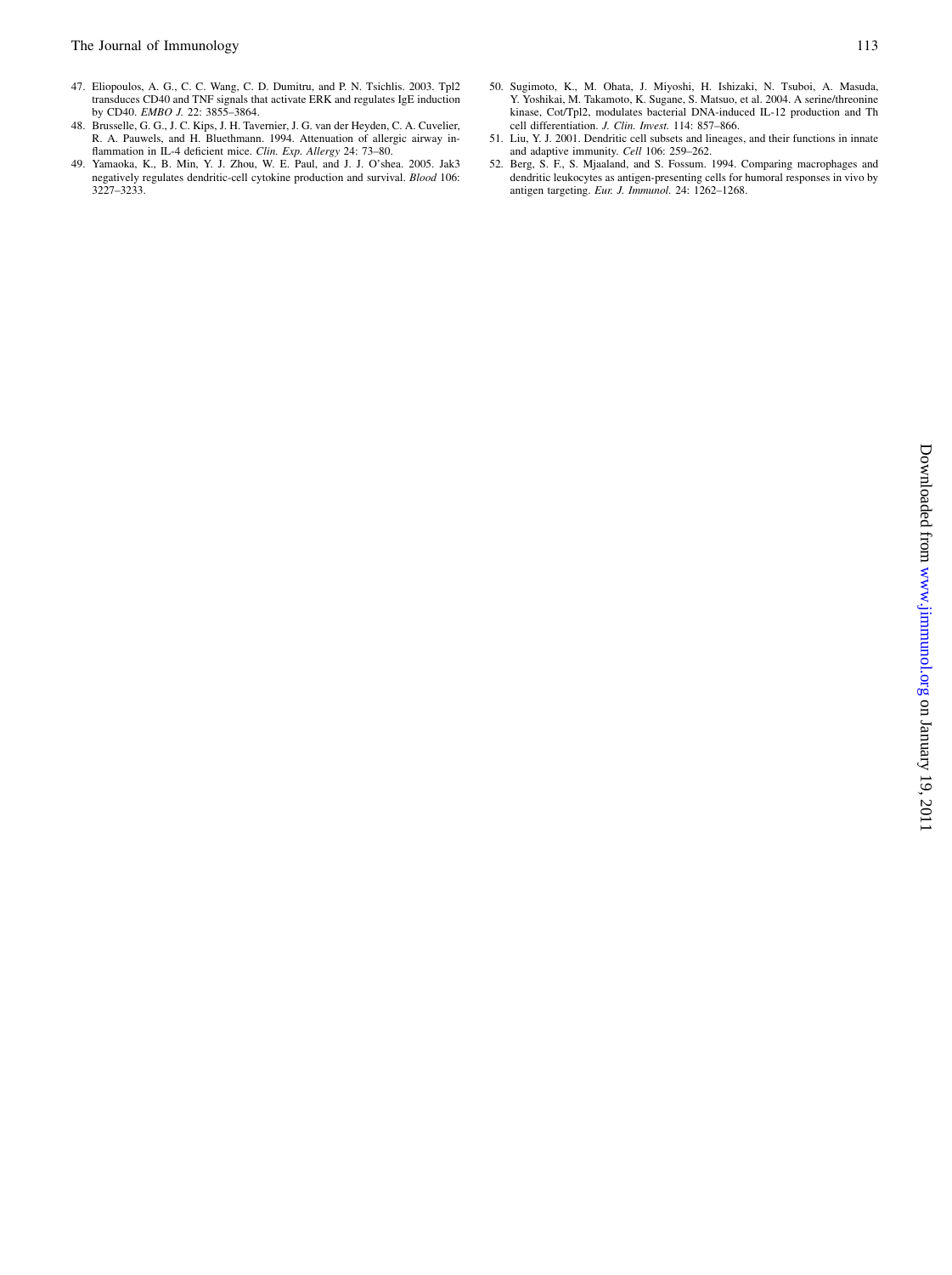47. Eliopoulos, A. G., C. C. Wang, C. D. Dumitru, and P. N. Tsichlis. 2003. Tpl2 transduces CD40 and TNF signals that activate ERK and regulates IgE induction by CD40. *EMBO J.* 22: 3855–3864.
48. Brusselle, G. G., J. C. Kips, J. H. Tavernier, J. G. van der Heyden, C. A. Cuvelier, R. A. Pauwels, and H. Bluethmann. 1994. Attenuation of allergic airway inflammation in IL-4 deficient mice. *Clin. Exp. Allergy* 24: 73–80.
49. Yamaoka, K., B. Min, Y. J. Zhou, W. E. Paul, and J. J. O'shea. 2005. Jak3 negatively regulates dendritic-cell cytokine production and survival. *Blood* 106: 3227–3233.
50. Sugimoto, K., M. Ohata, J. Miyoshi, H. Ishizaki, N. Tsuboi, A. Masuda, Y. Yoshikai, M. Takamoto, K. Sugane, S. Matsuo, et al. 2004. A serine/threonine kinase, Cot/Tpl2, modulates bacterial DNA-induced IL-12 production and Th cell differentiation. *J. Clin. Invest.* 114: 857–866.
51. Liu, Y. J. 2001. Dendritic cell subsets and lineages, and their functions in innate and adaptive immunity. *Cell* 106: 259–262.
52. Berg, S. F., S. Mjaaland, and S. Fossum. 1994. Comparing macrophages and dendritic leukocytes as antigen-presenting cells for humoral responses in vivo by antigen targeting. *Eur. J. Immunol.* 24: 1262–1268.